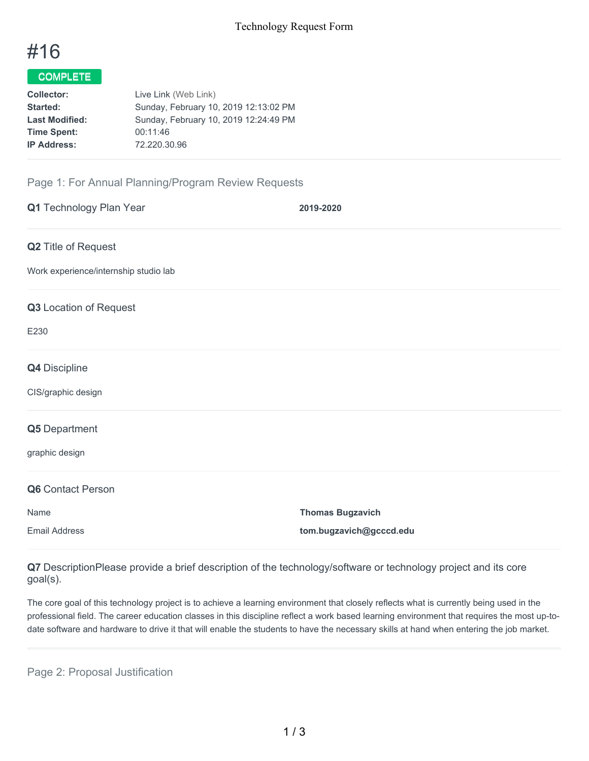# #16

**COMPLETE**

| | |
|---|---|
| **Collector:** | Live Link (Web Link) |
| **Started:** | Sunday, February 10, 2019 12:13:02 PM |
| **Last Modified:** | Sunday, February 10, 2019 12:24:49 PM |
| **Time Spent:** | 00:11:46 |
| **IP Address:** | 72.220.30.96 |

## Page 1: For Annual Planning/Program Review Requests

**Q1** Technology Plan Year

**2019-2020**

**Q2** Title of Request

Work experience/internship studio lab

**Q3** Location of Request

E230

**Q4** Discipline

CIS/graphic design

**Q5** Department

graphic design

**Q6** Contact Person

| | |
|---|---|
| Name | **Thomas Bugzavich** |
| Email Address | **tom.bugzavich@gcccd.edu** |

**Q7** DescriptionPlease provide a brief description of the technology/software or technology project and its core goal(s).

The core goal of this technology project is to achieve a learning environment that closely reflects what is currently being used in the professional field. The career education classes in this discipline reflect a work based learning environment that requires the most up-to-date software and hardware to drive it that will enable the students to have the necessary skills at hand when entering the job market.

## Page 2: Proposal Justification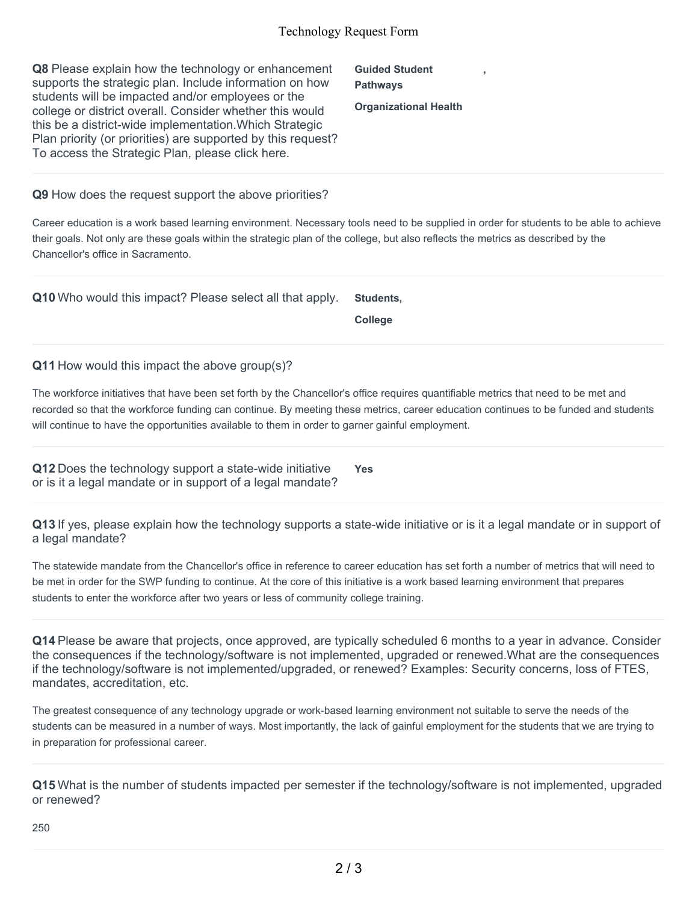**Q8** Please explain how the technology or enhancement supports the strategic plan. Include information on how students will be impacted and/or employees or the college or district overall. Consider whether this would this be a district-wide implementation.Which Strategic Plan priority (or priorities) are supported by this request? To access the Strategic Plan, please click here.

**Guided Student Pathways** ,

**Organizational Health**

**Q9** How does the request support the above priorities?

Career education is a work based learning environment. Necessary tools need to be supplied in order for students to be able to achieve their goals. Not only are these goals within the strategic plan of the college, but also reflects the metrics as described by the Chancellor's office in Sacramento.

**Q10** Who would this impact? Please select all that apply.

**Students,**

**College**

**Q11** How would this impact the above group(s)?

The workforce initiatives that have been set forth by the Chancellor's office requires quantifiable metrics that need to be met and recorded so that the workforce funding can continue. By meeting these metrics, career education continues to be funded and students will continue to have the opportunities available to them in order to garner gainful employment.

**Q12** Does the technology support a state-wide initiative or is it a legal mandate or in support of a legal mandate?

**Yes**

**Q13** If yes, please explain how the technology supports a state-wide initiative or is it a legal mandate or in support of a legal mandate?

The statewide mandate from the Chancellor's office in reference to career education has set forth a number of metrics that will need to be met in order for the SWP funding to continue. At the core of this initiative is a work based learning environment that prepares students to enter the workforce after two years or less of community college training.

**Q14** Please be aware that projects, once approved, are typically scheduled 6 months to a year in advance. Consider the consequences if the technology/software is not implemented, upgraded or renewed.What are the consequences if the technology/software is not implemented/upgraded, or renewed? Examples: Security concerns, loss of FTES, mandates, accreditation, etc.

The greatest consequence of any technology upgrade or work-based learning environment not suitable to serve the needs of the students can be measured in a number of ways. Most importantly, the lack of gainful employment for the students that we are trying to in preparation for professional career.

**Q15** What is the number of students impacted per semester if the technology/software is not implemented, upgraded or renewed?

250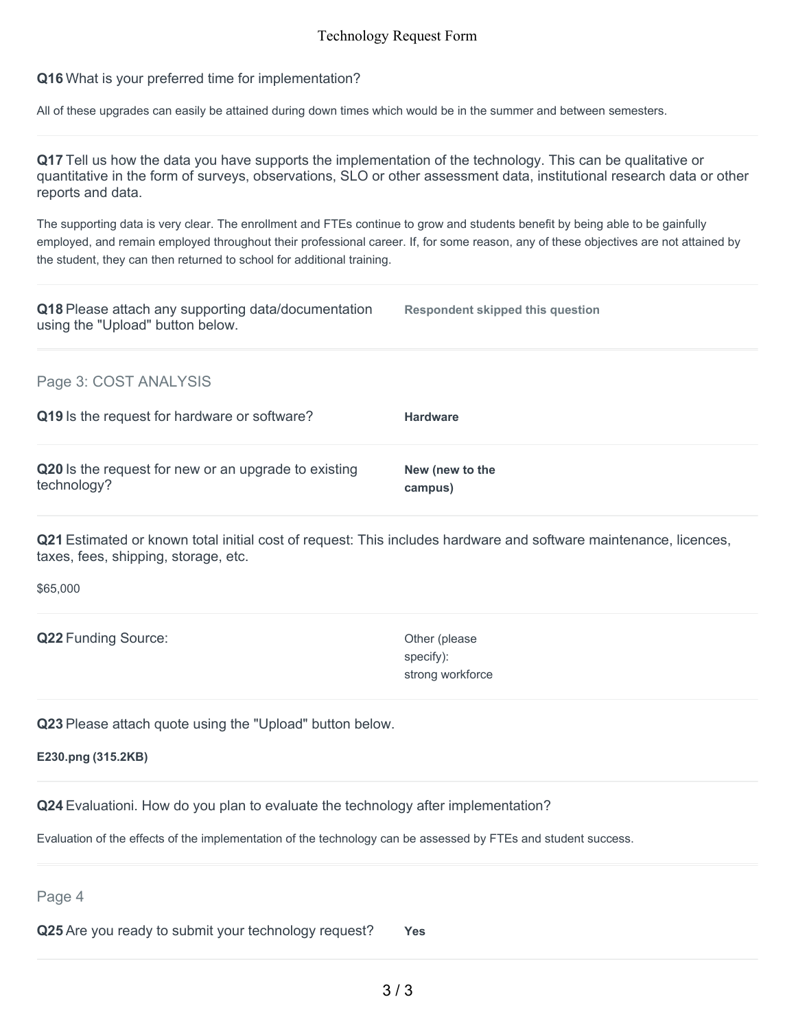**Q16** What is your preferred time for implementation?

All of these upgrades can easily be attained during down times which would be in the summer and between semesters.

---

**Q17** Tell us how the data you have supports the implementation of the technology. This can be qualitative or quantitative in the form of surveys, observations, SLO or other assessment data, institutional research data or other reports and data.

The supporting data is very clear. The enrollment and FTEs continue to grow and students benefit by being able to be gainfully employed, and remain employed throughout their professional career. If, for some reason, any of these objectives are not attained by the student, they can then returned to school for additional training.

---

**Q18** Please attach any supporting data/documentation using the "Upload" button below.

**Respondent skipped this question**

---

## Page 3: COST ANALYSIS

**Q19** Is the request for hardware or software?

**Hardware**

---

**Q20** Is the request for new or an upgrade to existing technology?

**New (new to the campus)**

---

**Q21** Estimated or known total initial cost of request: This includes hardware and software maintenance, licences, taxes, fees, shipping, storage, etc.

$65,000

---

**Q22** Funding Source:

Other (please specify): strong workforce

---

**Q23** Please attach quote using the "Upload" button below.

**E230.png (315.2KB)**

---

**Q24** Evaluationi. How do you plan to evaluate the technology after implementation?

Evaluation of the effects of the implementation of the technology can be assessed by FTEs and student success.

---

## Page 4

**Q25** Are you ready to submit your technology request?

**Yes**